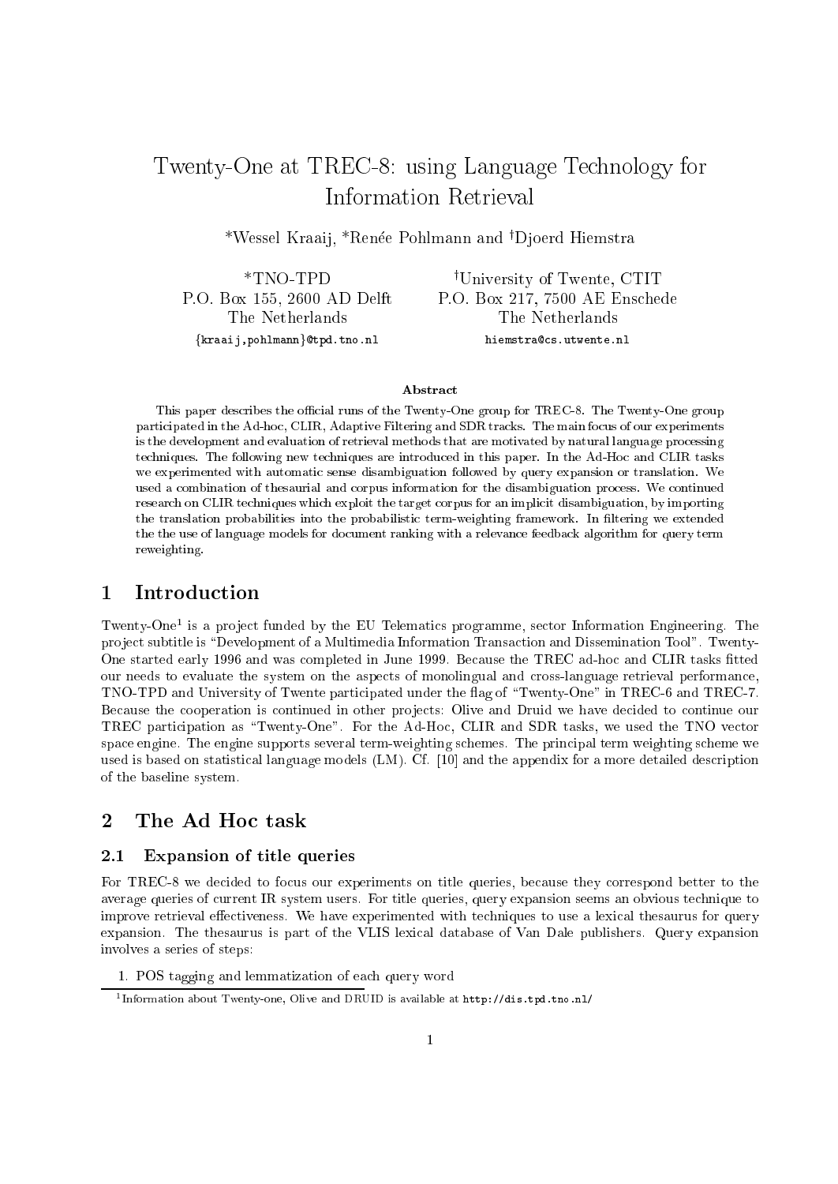# Twenty-One at TREC-8: using Language Technology for Information Retrieval

*Wessel Kraaij, *Renée Pohlmann and †Djoerd Hiemstra

*TNO-TPD
P.O. Box 155, 2600 AD Delft
The Netherlands
{kraaij,pohlmann}@tpd.tno.nl

†University of Twente, CTIT
P.O. Box 217, 7500 AE Enschede
The Netherlands
hiemstra@cs.utwente.nl

### Abstract

This paper describes the official runs of the Twenty-One group for TREC-8. The Twenty-One group participated in the Ad-hoc, CLIR, Adaptive Filtering and SDR tracks. The main focus of our experiments is the development and evaluation of retrieval methods that are motivated by natural language processing techniques. The following new techniques are introduced in this paper. In the Ad-Hoc and CLIR tasks we experimented with automatic sense disambiguation followed by query expansion or translation. We used a combination of thesaurial and corpus information for the disambiguation process. We continued research on CLIR techniques which exploit the target corpus for an implicit disambiguation, by importing the translation probabilities into the probabilistic term-weighting framework. In filtering we extended the the use of language models for document ranking with a relevance feedback algorithm for query term reweighting.

## 1 Introduction

Twenty-One[1] is a project funded by the EU Telematics programme, sector Information Engineering. The project subtitle is "Development of a Multimedia Information Transaction and Dissemination Tool". Twenty-One started early 1996 and was completed in June 1999. Because the TREC ad-hoc and CLIR tasks fitted our needs to evaluate the system on the aspects of monolingual and cross-language retrieval performance, TNO-TPD and University of Twente participated under the flag of "Twenty-One" in TREC-6 and TREC-7. Because the cooperation is continued in other projects: Olive and Druid we have decided to continue our TREC participation as "Twenty-One". For the Ad-Hoc, CLIR and SDR tasks, we used the TNO vector space engine. The engine supports several term-weighting schemes. The principal term weighting scheme we used is based on statistical language models (LM). Cf. [10] and the appendix for a more detailed description of the baseline system.

## 2 The Ad Hoc task

### 2.1 Expansion of title queries

For TREC-8 we decided to focus our experiments on title queries, because they correspond better to the average queries of current IR system users. For title queries, query expansion seems an obvious technique to improve retrieval effectiveness. We have experimented with techniques to use a lexical thesaurus for query expansion. The thesaurus is part of the VLIS lexical database of Van Dale publishers. Query expansion involves a series of steps:

1. POS tagging and lemmatization of each query word

[1] Information about Twenty-one, Olive and DRUID is available at http://dis.tpd.tno.nl/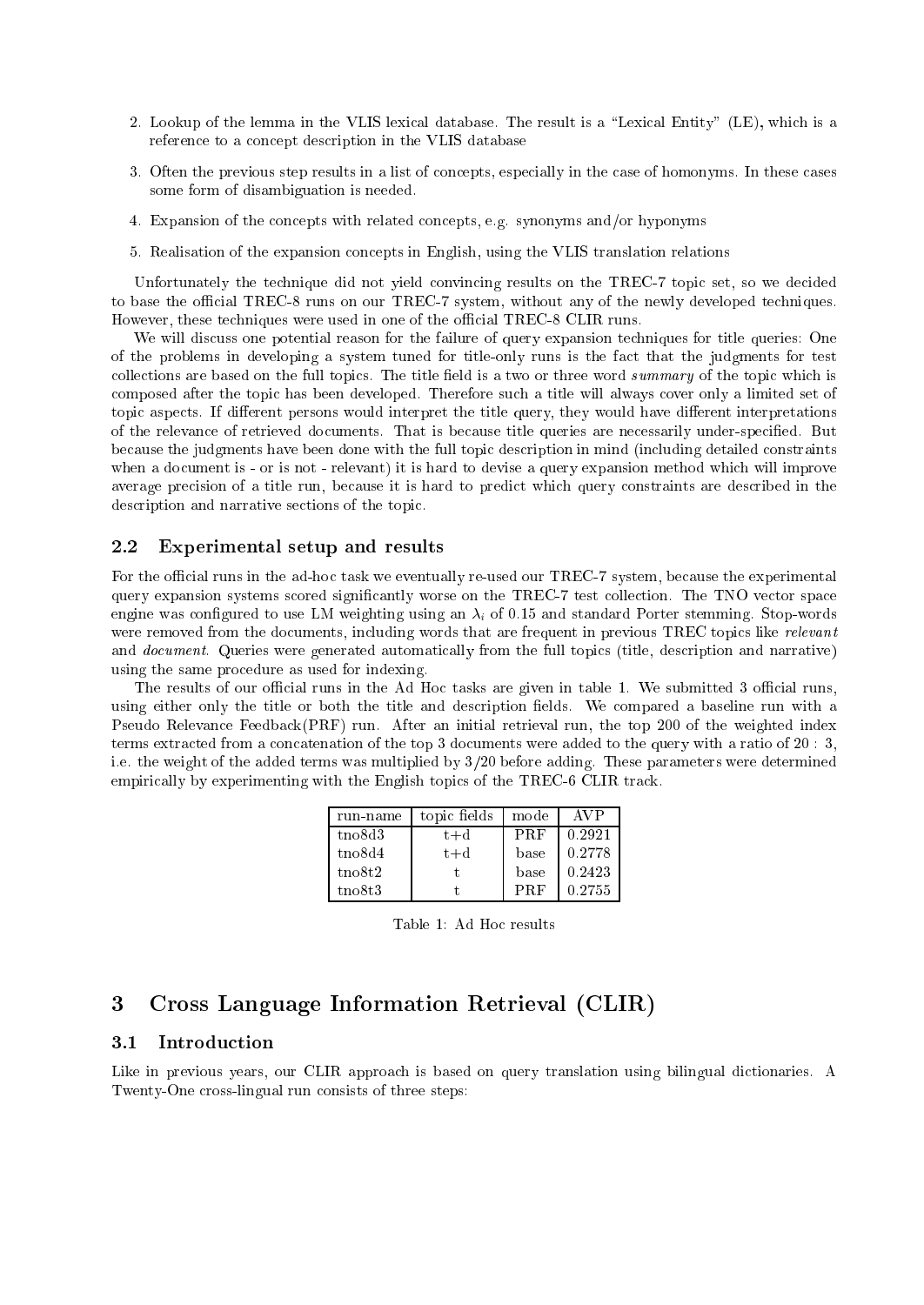2. Lookup of the lemma in the VLIS lexical database. The result is a "Lexical Entity" (LE), which is a reference to a concept description in the VLIS database
3. Often the previous step results in a list of concepts, especially in the case of homonyms. In these cases some form of disambiguation is needed.
4. Expansion of the concepts with related concepts, e.g. synonyms and/or hyponyms
5. Realisation of the expansion concepts in English, using the VLIS translation relations

Unfortunately the technique did not yield convincing results on the TREC-7 topic set, so we decided to base the official TREC-8 runs on our TREC-7 system, without any of the newly developed techniques. However, these techniques were used in one of the official TREC-8 CLIR runs.

We will discuss one potential reason for the failure of query expansion techniques for title queries: One of the problems in developing a system tuned for title-only runs is the fact that the judgments for test collections are based on the full topics. The title field is a two or three word *summary* of the topic which is composed after the topic has been developed. Therefore such a title will always cover only a limited set of topic aspects. If different persons would interpret the title query, they would have different interpretations of the relevance of retrieved documents. That is because title queries are necessarily under-specified. But because the judgments have been done with the full topic description in mind (including detailed constraints when a document is - or is not - relevant) it is hard to devise a query expansion method which will improve average precision of a title run, because it is hard to predict which query constraints are described in the description and narrative sections of the topic.

### 2.2 Experimental setup and results

For the official runs in the ad-hoc task we eventually re-used our TREC-7 system, because the experimental query expansion systems scored significantly worse on the TREC-7 test collection. The TNO vector space engine was configured to use LM weighting using an $\lambda_i$ of 0.15 and standard Porter stemming. Stop-words were removed from the documents, including words that are frequent in previous TREC topics like *relevant* and *document*. Queries were generated automatically from the full topics (title, description and narrative) using the same procedure as used for indexing.

The results of our official runs in the Ad Hoc tasks are given in table 1. We submitted 3 official runs, using either only the title or both the title and description fields. We compared a baseline run with a Pseudo Relevance Feedback(PRF) run. After an initial retrieval run, the top 200 of the weighted index terms extracted from a concatenation of the top 3 documents were added to the query with a ratio of 20 : 3, i.e. the weight of the added terms was multiplied by 3/20 before adding. These parameters were determined empirically by experimenting with the English topics of the TREC-6 CLIR track.

| run-name | topic fields | mode | AVP |
|---|---|---|---|
| tno8d3 | t+d | PRF | 0.2921 |
| tno8d4 | t+d | base | 0.2778 |
| tno8t2 | t | base | 0.2423 |
| tno8t3 | t | PRF | 0.2755 |

Table 1: Ad Hoc results

## 3 Cross Language Information Retrieval (CLIR)

### 3.1 Introduction

Like in previous years, our CLIR approach is based on query translation using bilingual dictionaries. A Twenty-One cross-lingual run consists of three steps: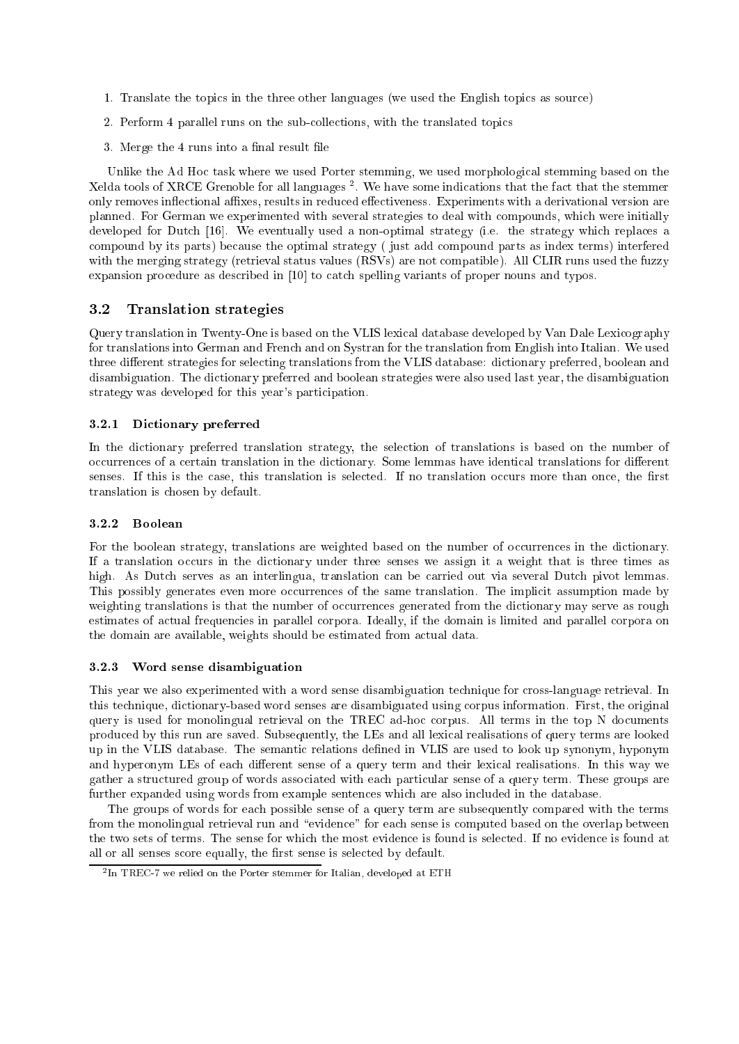1. Translate the topics in the three other languages (we used the English topics as source)
2. Perform 4 parallel runs on the sub-collections, with the translated topics
3. Merge the 4 runs into a final result file

Unlike the Ad Hoc task where we used Porter stemming, we used morphological stemming based on the Xelda tools of XRCE Grenoble for all languages [2]. We have some indications that the fact that the stemmer only removes inflectional affixes, results in reduced effectiveness. Experiments with a derivational version are planned. For German we experimented with several strategies to deal with compounds, which were initially developed for Dutch [16]. We eventually used a non-optimal strategy (i.e. the strategy which replaces a compound by its parts) because the optimal strategy ( just add compound parts as index terms) interfered with the merging strategy (retrieval status values (RSVs) are not compatible). All CLIR runs used the fuzzy expansion procedure as described in [10] to catch spelling variants of proper nouns and typos.

## 3.2 Translation strategies

Query translation in Twenty-One is based on the VLIS lexical database developed by Van Dale Lexicography for translations into German and French and on Systran for the translation from English into Italian. We used three different strategies for selecting translations from the VLIS database: dictionary preferred, boolean and disambiguation. The dictionary preferred and boolean strategies were also used last year, the disambiguation strategy was developed for this year's participation.

### 3.2.1 Dictionary preferred

In the dictionary preferred translation strategy, the selection of translations is based on the number of occurrences of a certain translation in the dictionary. Some lemmas have identical translations for different senses. If this is the case, this translation is selected. If no translation occurs more than once, the first translation is chosen by default.

### 3.2.2 Boolean

For the boolean strategy, translations are weighted based on the number of occurrences in the dictionary. If a translation occurs in the dictionary under three senses we assign it a weight that is three times as high. As Dutch serves as an interlingua, translation can be carried out via several Dutch pivot lemmas. This possibly generates even more occurrences of the same translation. The implicit assumption made by weighting translations is that the number of occurrences generated from the dictionary may serve as rough estimates of actual frequencies in parallel corpora. Ideally, if the domain is limited and parallel corpora on the domain are available, weights should be estimated from actual data.

### 3.2.3 Word sense disambiguation

This year we also experimented with a word sense disambiguation technique for cross-language retrieval. In this technique, dictionary-based word senses are disambiguated using corpus information. First, the original query is used for monolingual retrieval on the TREC ad-hoc corpus. All terms in the top N documents produced by this run are saved. Subsequently, the LEs and all lexical realisations of query terms are looked up in the VLIS database. The semantic relations defined in VLIS are used to look up synonym, hyponym and hyperonym LEs of each different sense of a query term and their lexical realisations. In this way we gather a structured group of words associated with each particular sense of a query term. These groups are further expanded using words from example sentences which are also included in the database.

The groups of words for each possible sense of a query term are subsequently compared with the terms from the monolingual retrieval run and "evidence" for each sense is computed based on the overlap between the two sets of terms. The sense for which the most evidence is found is selected. If no evidence is found at all or all senses score equally, the first sense is selected by default.

[2] In TREC-7 we relied on the Porter stemmer for Italian, developed at ETH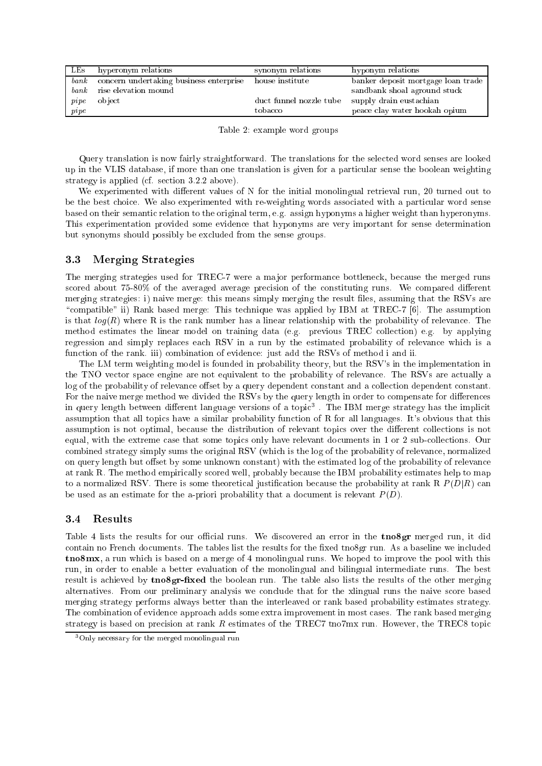| LEs | hyperonym relations | synonym relations | hyponym relations |
|---|---|---|---|
| *bank* | concern undertaking business enterprise | house institute | banker deposit mortgage loan trade |
| *bank* | rise elevation mound | | sandbank shoal aground stuck |
| *pipe* | object | duct funnel nozzle tube | supply drain eustachian |
| *pipe* | | tobacco | peace clay water hookah opium |

Table 2: example word groups

Query translation is now fairly straightforward. The translations for the selected word senses are looked up in the VLIS database, if more than one translation is given for a particular sense the boolean weighting strategy is applied (cf. section 3.2.2 above).

We experimented with different values of N for the initial monolingual retrieval run, 20 turned out to be the best choice. We also experimented with re-weighting words associated with a particular word sense based on their semantic relation to the original term, e.g. assign hyponyms a higher weight than hyperonyms. This experimentation provided some evidence that hyponyms are very important for sense determination but synonyms should possibly be excluded from the sense groups.

### 3.3 Merging Strategies

The merging strategies used for TREC-7 were a major performance bottleneck, because the merged runs scored about 75-80% of the averaged average precision of the constituting runs. We compared different merging strategies: i) naive merge: this means simply merging the result files, assuming that the RSVs are "compatible" ii) Rank based merge: This technique was applied by IBM at TREC-7 [6]. The assumption is that $log(R)$ where R is the rank number has a linear relationship with the probability of relevance. The method estimates the linear model on training data (e.g. previous TREC collection) e.g. by applying regression and simply replaces each RSV in a run by the estimated probability of relevance which is a function of the rank. iii) combination of evidence: just add the RSVs of method i and ii.

The LM term weighting model is founded in probability theory, but the RSV's in the implementation in the TNO vector space engine are not equivalent to the probability of relevance. The RSVs are actually a log of the probability of relevance offset by a query dependent constant and a collection dependent constant. For the naive merge method we divided the RSVs by the query length in order to compensate for differences in query length between different language versions of a topic[3] . The IBM merge strategy has the implicit assumption that all topics have a similar probability function of R for all languages. It's obvious that this assumption is not optimal, because the distribution of relevant topics over the different collections is not equal, with the extreme case that some topics only have relevant documents in 1 or 2 sub-collections. Our combined strategy simply sums the original RSV (which is the log of the probability of relevance, normalized on query length but offset by some unknown constant) with the estimated log of the probability of relevance at rank R. The method empirically scored well, probably because the IBM probability estimates help to map to a normalized RSV. There is some theoretical justification because the probability at rank R $P(D|R)$ can be used as an estimate for the a-priori probability that a document is relevant $P(D)$.

### 3.4 Results

Table 4 lists the results for our official runs. We discovered an error in the **tno8gr** merged run, it did contain no French documents. The tables list the results for the fixed tno8gr run. As a baseline we included **tno8mx**, a run which is based on a merge of 4 monolingual runs. We hoped to improve the pool with this run, in order to enable a better evaluation of the monolingual and bilingual intermediate runs. The best result is achieved by **tno8gr-fixed** the boolean run. The table also lists the results of the other merging alternatives. From our preliminary analysis we conclude that for the xlingual runs the naive score based merging strategy performs always better than the interleaved or rank based probability estimates strategy. The combination of evidence approach adds some extra improvement in most cases. The rank based merging strategy is based on precision at rank $R$ estimates of the TREC7 tno7mx run. However, the TREC8 topic

[3]Only necessary for the merged monolingual run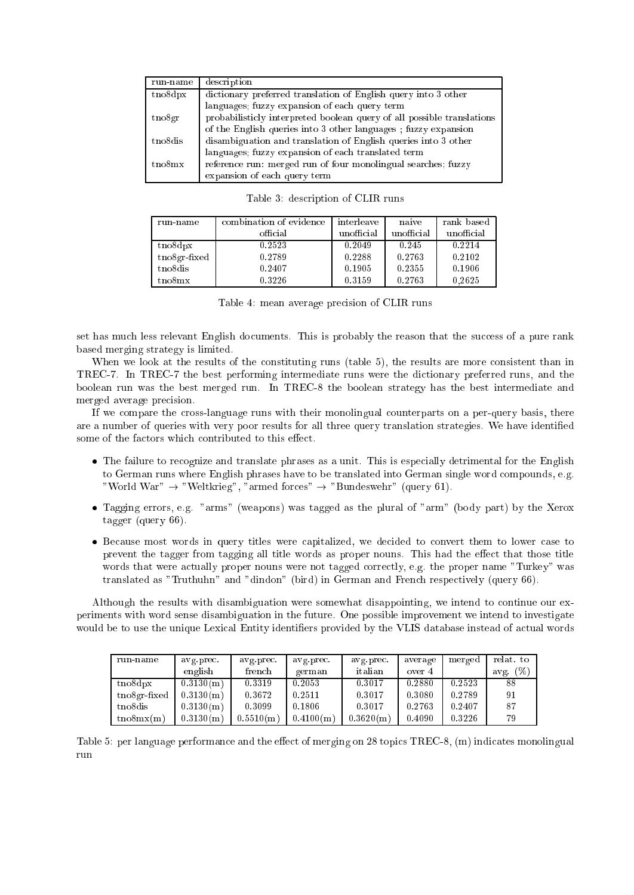| run-name | description |
|---|---|
| tno8dpx | dictionary preferred translation of English query into 3 other languages; fuzzy expansion of each query term |
| tno8gr | probabilisticly interpreted boolean query of all possible translations of the English queries into 3 other languages ; fuzzy expansion |
| tno8dis | disambiguation and translation of English queries into 3 other languages; fuzzy expansion of each translated term |
| tno8mx | reference run: merged run of four monolingual searches; fuzzy expansion of each query term |

Table 3: description of CLIR runs

| run-name | combination of evidence official | interleave unofficial | naive unofficial | rank based unofficial |
|---|---|---|---|---|
| tno8dpx | 0.2523 | 0.2049 | 0.245 | 0.2214 |
| tno8gr-fixed | 0.2789 | 0.2288 | 0.2763 | 0.2102 |
| tno8dis | 0.2407 | 0.1905 | 0.2355 | 0.1906 |
| tno8mx | 0.3226 | 0.3159 | 0.2763 | 0,2625 |

Table 4: mean average precision of CLIR runs

set has much less relevant English documents. This is probably the reason that the success of a pure rank based merging strategy is limited.

When we look at the results of the constituting runs (table 5), the results are more consistent than in TREC-7. In TREC-7 the best performing intermediate runs were the dictionary preferred runs, and the boolean run was the best merged run. In TREC-8 the boolean strategy has the best intermediate and merged average precision.

If we compare the cross-language runs with their monolingual counterparts on a per-query basis, there are a number of queries with very poor results for all three query translation strategies. We have identified some of the factors which contributed to this effect.

- The failure to recognize and translate phrases as a unit. This is especially detrimental for the English to German runs where English phrases have to be translated into German single word compounds, e.g. "World War" → "Weltkrieg", "armed forces" → "Bundeswehr" (query 61).
- Tagging errors, e.g. "arms" (weapons) was tagged as the plural of "arm" (body part) by the Xerox tagger (query 66).
- Because most words in query titles were capitalized, we decided to convert them to lower case to prevent the tagger from tagging all title words as proper nouns. This had the effect that those title words that were actually proper nouns were not tagged correctly, e.g. the proper name "Turkey" was translated as "Truthuhn" and "dindon" (bird) in German and French respectively (query 66).

Although the results with disambiguation were somewhat disappointing, we intend to continue our experiments with word sense disambiguation in the future. One possible improvement we intend to investigate would be to use the unique Lexical Entity identifiers provided by the VLIS database instead of actual words

| run-name | avg.prec. english | avg.prec. french | avg.prec. german | avg.prec. italian | average over 4 | merged | relat. to avg. (%) |
|---|---|---|---|---|---|---|---|
| tno8dpx | 0.3130(m) | 0.3319 | 0.2053 | 0.3017 | 0.2880 | 0.2523 | 88 |
| tno8gr-fixed | 0.3130(m) | 0.3672 | 0.2511 | 0.3017 | 0.3080 | 0.2789 | 91 |
| tno8dis | 0.3130(m) | 0.3099 | 0.1806 | 0.3017 | 0.2763 | 0.2407 | 87 |
| tno8mx(m) | 0.3130(m) | 0.5510(m) | 0.4100(m) | 0.3620(m) | 0.4090 | 0.3226 | 79 |

Table 5: per language performance and the effect of merging on 28 topics TREC-8, (m) indicates monolingual run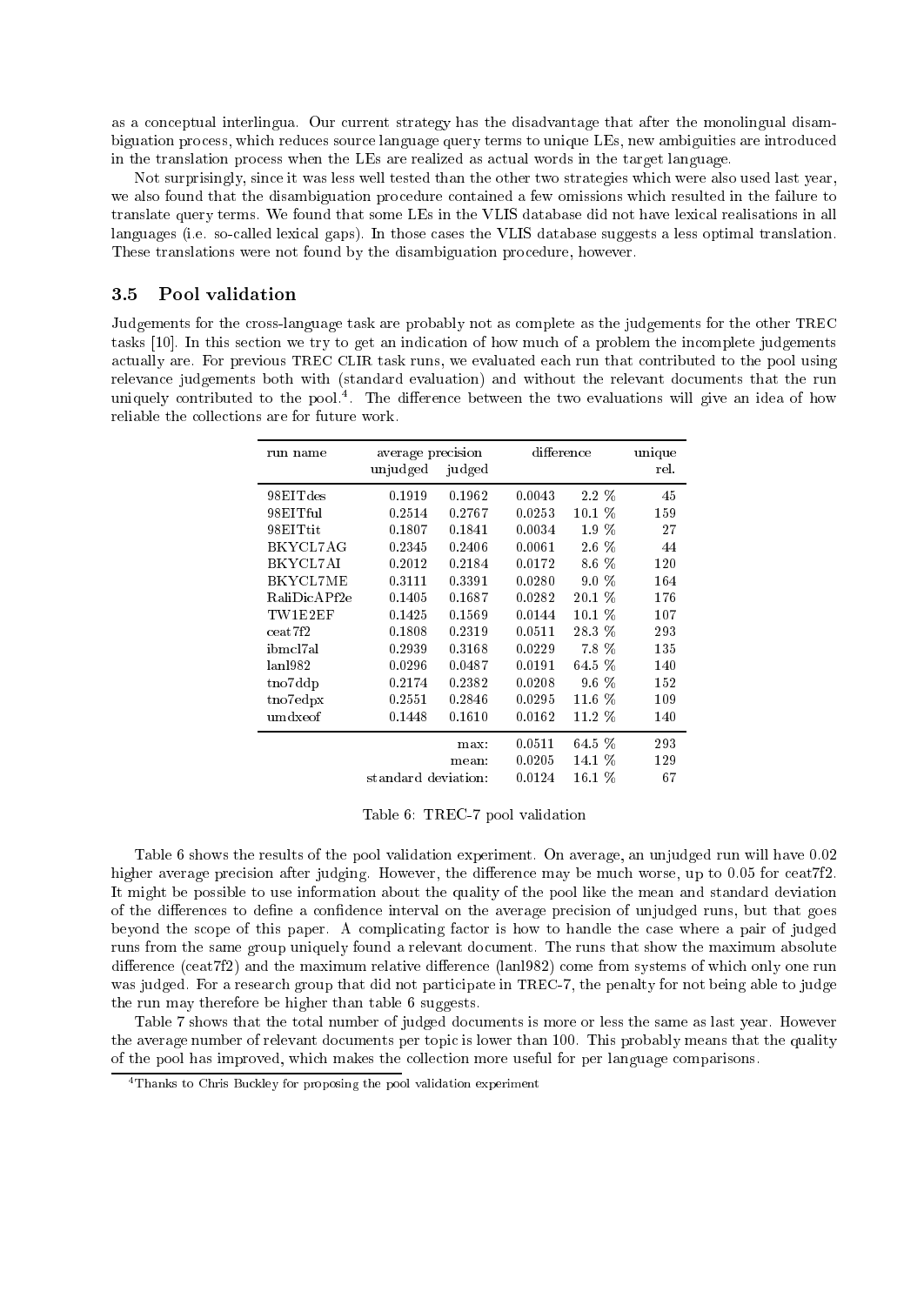as a conceptual interlingua. Our current strategy has the disadvantage that after the monolingual disambiguation process, which reduces source language query terms to unique LEs, new ambiguities are introduced in the translation process when the LEs are realized as actual words in the target language.

Not surprisingly, since it was less well tested than the other two strategies which were also used last year, we also found that the disambiguation procedure contained a few omissions which resulted in the failure to translate query terms. We found that some LEs in the VLIS database did not have lexical realisations in all languages (i.e. so-called lexical gaps). In those cases the VLIS database suggests a less optimal translation. These translations were not found by the disambiguation procedure, however.

### 3.5 Pool validation

Judgements for the cross-language task are probably not as complete as the judgements for the other TREC tasks [10]. In this section we try to get an indication of how much of a problem the incomplete judgements actually are. For previous TREC CLIR task runs, we evaluated each run that contributed to the pool using relevance judgements both with (standard evaluation) and without the relevant documents that the run uniquely contributed to the pool.[4]. The difference between the two evaluations will give an idea of how reliable the collections are for future work.

| run name | average precision | | difference | | unique |
|---|---|---|---|---|---|
| | unjudged | judged | | | rel. |
| 98EITdes | 0.1919 | 0.1962 | 0.0043 | 2.2 % | 45 |
| 98EITful | 0.2514 | 0.2767 | 0.0253 | 10.1 % | 159 |
| 98EITtit | 0.1807 | 0.1841 | 0.0034 | 1.9 % | 27 |
| BKYCL7AG | 0.2345 | 0.2406 | 0.0061 | 2.6 % | 44 |
| BKYCL7AI | 0.2012 | 0.2184 | 0.0172 | 8.6 % | 120 |
| BKYCL7ME | 0.3111 | 0.3391 | 0.0280 | 9.0 % | 164 |
| RaliDicAPf2e | 0.1405 | 0.1687 | 0.0282 | 20.1 % | 176 |
| TW1E2EF | 0.1425 | 0.1569 | 0.0144 | 10.1 % | 107 |
| ceat7f2 | 0.1808 | 0.2319 | 0.0511 | 28.3 % | 293 |
| ibmcl7al | 0.2939 | 0.3168 | 0.0229 | 7.8 % | 135 |
| lanl982 | 0.0296 | 0.0487 | 0.0191 | 64.5 % | 140 |
| tno7ddp | 0.2174 | 0.2382 | 0.0208 | 9.6 % | 152 |
| tno7edpx | 0.2551 | 0.2846 | 0.0295 | 11.6 % | 109 |
| umdxeof | 0.1448 | 0.1610 | 0.0162 | 11.2 % | 140 |
| | | max: | 0.0511 | 64.5 % | 293 |
| | | mean: | 0.0205 | 14.1 % | 129 |
| | standard deviation: | | 0.0124 | 16.1 % | 67 |

Table 6: TREC-7 pool validation

Table 6 shows the results of the pool validation experiment. On average, an unjudged run will have 0.02 higher average precision after judging. However, the difference may be much worse, up to 0.05 for ceat7f2. It might be possible to use information about the quality of the pool like the mean and standard deviation of the differences to define a confidence interval on the average precision of unjudged runs, but that goes beyond the scope of this paper. A complicating factor is how to handle the case where a pair of judged runs from the same group uniquely found a relevant document. The runs that show the maximum absolute difference (ceat7f2) and the maximum relative difference (lanl982) come from systems of which only one run was judged. For a research group that did not participate in TREC-7, the penalty for not being able to judge the run may therefore be higher than table 6 suggests.

Table 7 shows that the total number of judged documents is more or less the same as last year. However the average number of relevant documents per topic is lower than 100. This probably means that the quality of the pool has improved, which makes the collection more useful for per language comparisons.

[4]Thanks to Chris Buckley for proposing the pool validation experiment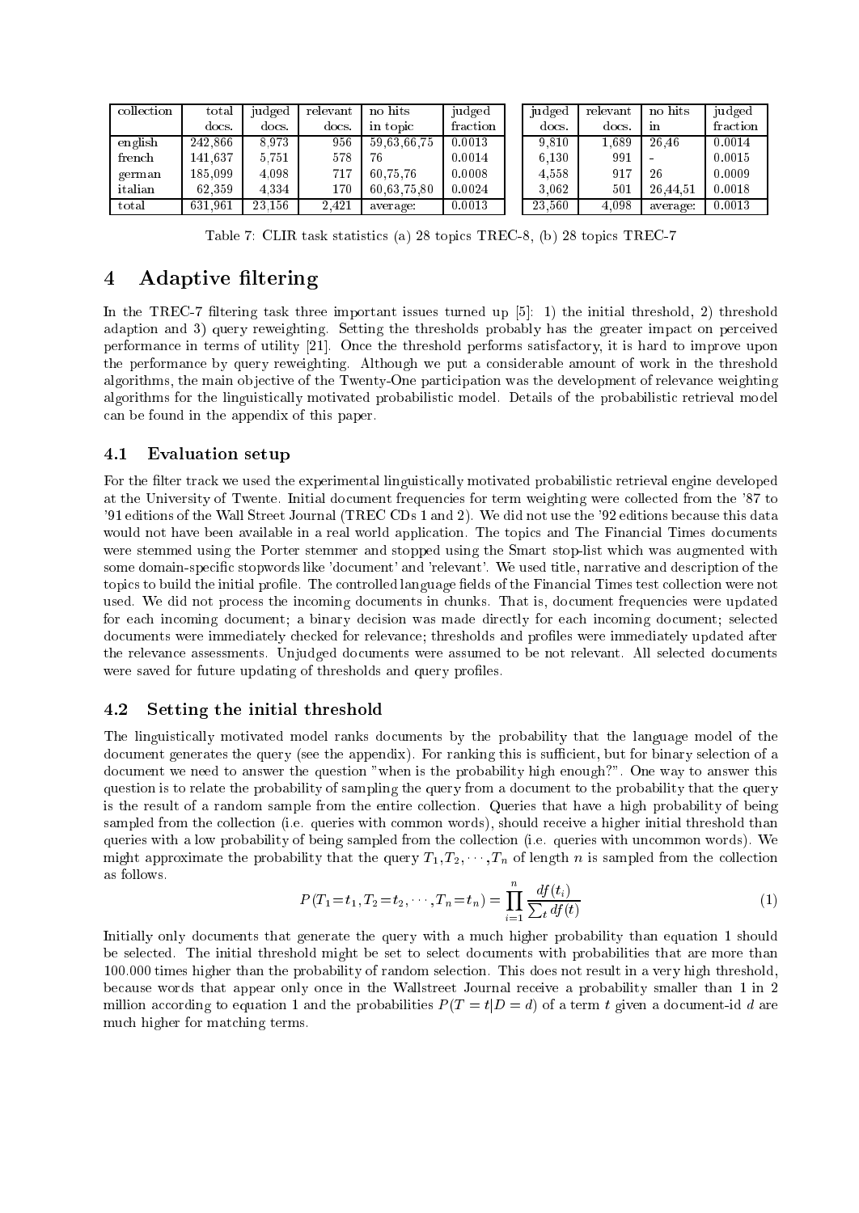| collection | total docs. | judged docs. | relevant docs. | no hits in topic | judged fraction | judged docs. | relevant docs. | no hits in | judged fraction |
|---|---|---|---|---|---|---|---|---|---|
| english | 242,866 | 8,973 | 956 | 59,63,66,75 | 0.0013 | 9,810 | 1,689 | 26,46 | 0.0014 |
| french | 141,637 | 5,751 | 578 | 76 | 0.0014 | 6,130 | 991 | - | 0.0015 |
| german | 185,099 | 4,098 | 717 | 60,75,76 | 0.0008 | 4,558 | 917 | 26 | 0.0009 |
| italian | 62,359 | 4,334 | 170 | 60,63,75,80 | 0.0024 | 3,062 | 501 | 26,44,51 | 0.0018 |
| total | 631,961 | 23,156 | 2,421 | average: | 0.0013 | 23,560 | 4,098 | average: | 0.0013 |

Table 7: CLIR task statistics (a) 28 topics TREC-8, (b) 28 topics TREC-7

# 4 Adaptive filtering

In the TREC-7 filtering task three important issues turned up [5]: 1) the initial threshold, 2) threshold adaption and 3) query reweighting. Setting the thresholds probably has the greater impact on perceived performance in terms of utility [21]. Once the threshold performs satisfactory, it is hard to improve upon the performance by query reweighting. Although we put a considerable amount of work in the threshold algorithms, the main objective of the Twenty-One participation was the development of relevance weighting algorithms for the linguistically motivated probabilistic model. Details of the probabilistic retrieval model can be found in the appendix of this paper.

## 4.1 Evaluation setup

For the filter track we used the experimental linguistically motivated probabilistic retrieval engine developed at the University of Twente. Initial document frequencies for term weighting were collected from the '87 to '91 editions of the Wall Street Journal (TREC CDs 1 and 2). We did not use the '92 editions because this data would not have been available in a real world application. The topics and The Financial Times documents were stemmed using the Porter stemmer and stopped using the Smart stop-list which was augmented with some domain-specific stopwords like 'document' and 'relevant'. We used title, narrative and description of the topics to build the initial profile. The controlled language fields of the Financial Times test collection were not used. We did not process the incoming documents in chunks. That is, document frequencies were updated for each incoming document; a binary decision was made directly for each incoming document; selected documents were immediately checked for relevance; thresholds and profiles were immediately updated after the relevance assessments. Unjudged documents were assumed to be not relevant. All selected documents were saved for future updating of thresholds and query profiles.

## 4.2 Setting the initial threshold

The linguistically motivated model ranks documents by the probability that the language model of the document generates the query (see the appendix). For ranking this is sufficient, but for binary selection of a document we need to answer the question "when is the probability high enough?". One way to answer this question is to relate the probability of sampling the query from a document to the probability that the query is the result of a random sample from the entire collection. Queries that have a high probability of being sampled from the collection (i.e. queries with common words), should receive a higher initial threshold than queries with a low probability of being sampled from the collection (i.e. queries with uncommon words). We might approximate the probability that the query $T_1, T_2, \cdots, T_n$ of length $n$ is sampled from the collection as follows.

$$P(T_1 = t_1, T_2 = t_2, \cdots, T_n = t_n) = \prod_{i=1}^{n} \frac{df(t_i)}{\sum_t df(t)} \tag{1}$$

Initially only documents that generate the query with a much higher probability than equation 1 should be selected. The initial threshold might be set to select documents with probabilities that are more than 100.000 times higher than the probability of random selection. This does not result in a very high threshold, because words that appear only once in the Wallstreet Journal receive a probability smaller than 1 in 2 million according to equation 1 and the probabilities $P(T = t | D = d)$ of a term $t$ given a document-id $d$ are much higher for matching terms.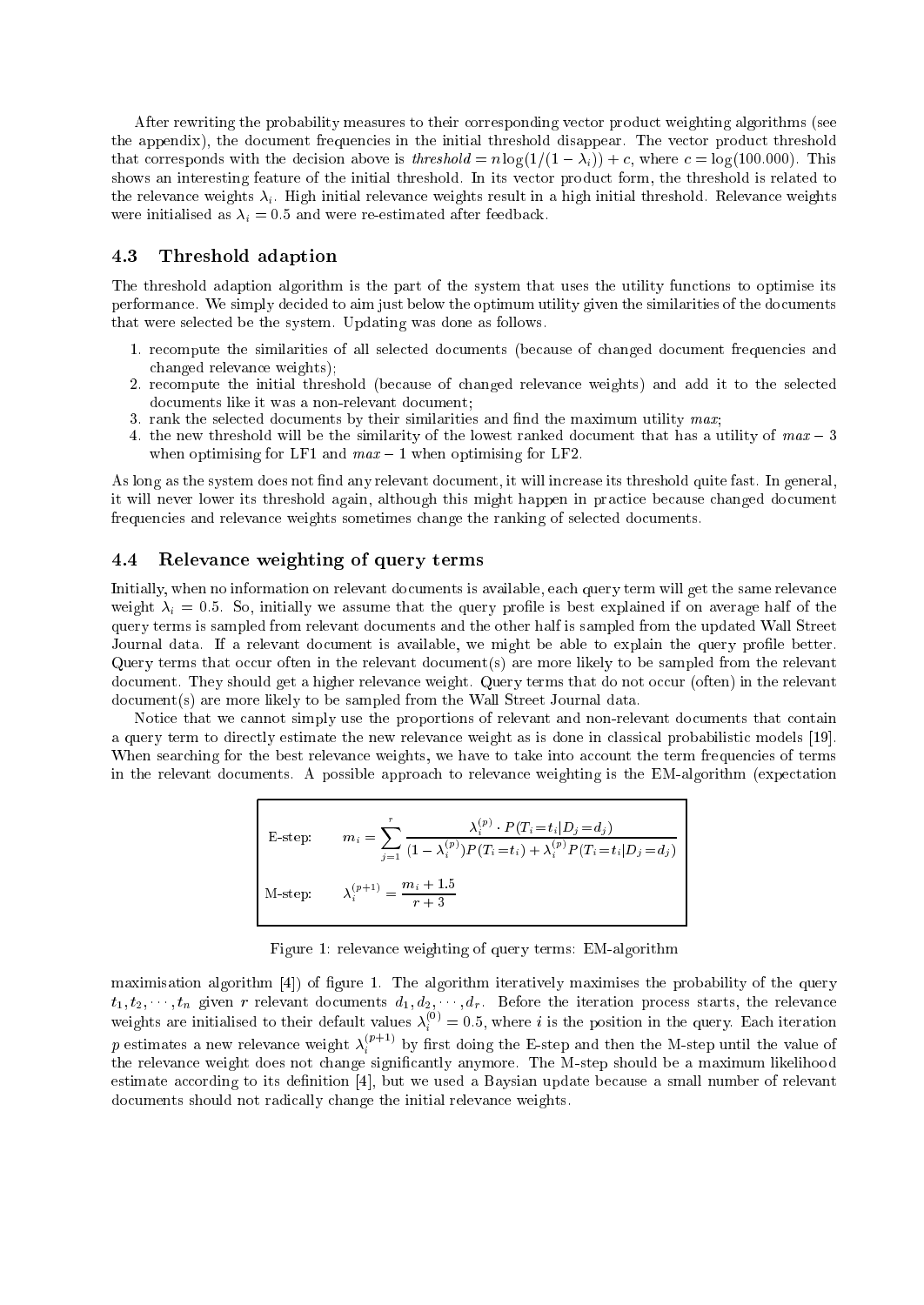After rewriting the probability measures to their corresponding vector product weighting algorithms (see the appendix), the document frequencies in the initial threshold disappear. The vector product threshold that corresponds with the decision above is *threshold* $= n \log(1/(1-\lambda_i)) + c$, where $c = \log(100.000)$. This shows an interesting feature of the initial threshold. In its vector product form, the threshold is related to the relevance weights $\lambda_i$. High initial relevance weights result in a high initial threshold. Relevance weights were initialised as $\lambda_i = 0.5$ and were re-estimated after feedback.

### 4.3 Threshold adaption

The threshold adaption algorithm is the part of the system that uses the utility functions to optimise its performance. We simply decided to aim just below the optimum utility given the similarities of the documents that were selected be the system. Updating was done as follows.

1. recompute the similarities of all selected documents (because of changed document frequencies and changed relevance weights);
2. recompute the initial threshold (because of changed relevance weights) and add it to the selected documents like it was a non-relevant document;
3. rank the selected documents by their similarities and find the maximum utility *max*;
4. the new threshold will be the similarity of the lowest ranked document that has a utility of $max - 3$ when optimising for LF1 and $max - 1$ when optimising for LF2.

As long as the system does not find any relevant document, it will increase its threshold quite fast. In general, it will never lower its threshold again, although this might happen in practice because changed document frequencies and relevance weights sometimes change the ranking of selected documents.

### 4.4 Relevance weighting of query terms

Initially, when no information on relevant documents is available, each query term will get the same relevance weight $\lambda_i = 0.5$. So, initially we assume that the query profile is best explained if on average half of the query terms is sampled from relevant documents and the other half is sampled from the updated Wall Street Journal data. If a relevant document is available, we might be able to explain the query profile better. Query terms that occur often in the relevant document(s) are more likely to be sampled from the relevant document. They should get a higher relevance weight. Query terms that do not occur (often) in the relevant document(s) are more likely to be sampled from the Wall Street Journal data.

Notice that we cannot simply use the proportions of relevant and non-relevant documents that contain a query term to directly estimate the new relevance weight as is done in classical probabilistic models [19]. When searching for the best relevance weights, we have to take into account the term frequencies of terms in the relevant documents. A possible approach to relevance weighting is the EM-algorithm (expectation

E-step: $$m_i = \sum_{j=1}^{r} \frac{\lambda_i^{(p)} \cdot P(T_i{=}t_i|D_j{=}d_j)}{(1-\lambda_i^{(p)})P(T_i{=}t_i) + \lambda_i^{(p)} P(T_i{=}t_i|D_j{=}d_j)}$$

M-step: $$\lambda_i^{(p+1)} = \frac{m_i + 1.5}{r+3}$$

Figure 1: relevance weighting of query terms: EM-algorithm

maximisation algorithm [4]) of figure 1. The algorithm iteratively maximises the probability of the query $t_1, t_2, \cdots, t_n$ given $r$ relevant documents $d_1, d_2, \cdots, d_r$. Before the iteration process starts, the relevance weights are initialised to their default values $\lambda_i^{(0)} = 0.5$, where $i$ is the position in the query. Each iteration $p$ estimates a new relevance weight $\lambda_i^{(p+1)}$ by first doing the E-step and then the M-step until the value of the relevance weight does not change significantly anymore. The M-step should be a maximum likelihood estimate according to its definition [4], but we used a Baysian update because a small number of relevant documents should not radically change the initial relevance weights.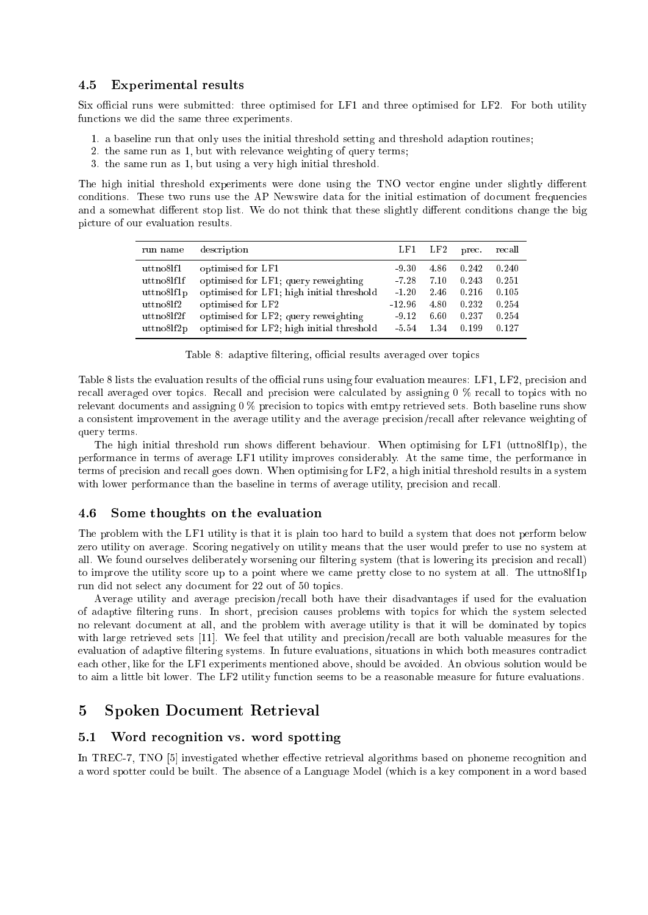### 4.5 Experimental results

Six official runs were submitted: three optimised for LF1 and three optimised for LF2. For both utility functions we did the same three experiments.

1. a baseline run that only uses the initial threshold setting and threshold adaption routines;
2. the same run as 1, but with relevance weighting of query terms;
3. the same run as 1, but using a very high initial threshold.

The high initial threshold experiments were done using the TNO vector engine under slightly different conditions. These two runs use the AP Newswire data for the initial estimation of document frequencies and a somewhat different stop list. We do not think that these slightly different conditions change the big picture of our evaluation results.

| run name | description | LF1 | LF2 | prec. | recall |
|---|---|---|---|---|---|
| uttno8lf1 | optimised for LF1 | -9.30 | 4.86 | 0.242 | 0.240 |
| uttno8lf1f | optimised for LF1; query reweighting | -7.28 | 7.10 | 0.243 | 0.251 |
| uttno8lf1p | optimised for LF1; high initial threshold | -1.20 | 2.46 | 0.216 | 0.105 |
| uttno8lf2 | optimised for LF2 | -12.96 | 4.80 | 0.232 | 0.254 |
| uttno8lf2f | optimised for LF2; query reweighting | -9.12 | 6.60 | 0.237 | 0.254 |
| uttno8lf2p | optimised for LF2; high initial threshold | -5.54 | 1.34 | 0.199 | 0.127 |

Table 8: adaptive filtering, official results averaged over topics

Table 8 lists the evaluation results of the official runs using four evaluation meaures: LF1, LF2, precision and recall averaged over topics. Recall and precision were calculated by assigning 0 % recall to topics with no relevant documents and assigning 0 % precision to topics with emtpy retrieved sets. Both baseline runs show a consistent improvement in the average utility and the average precision/recall after relevance weighting of query terms.

The high initial threshold run shows different behaviour. When optimising for LF1 (uttno8lf1p), the performance in terms of average LF1 utility improves considerably. At the same time, the performance in terms of precision and recall goes down. When optimising for LF2, a high initial threshold results in a system with lower performance than the baseline in terms of average utility, precision and recall.

### 4.6 Some thoughts on the evaluation

The problem with the LF1 utility is that it is plain too hard to build a system that does not perform below zero utility on average. Scoring negatively on utility means that the user would prefer to use no system at all. We found ourselves deliberately worsening our filtering system (that is lowering its precision and recall) to improve the utility score up to a point where we came pretty close to no system at all. The uttno8lf1p run did not select any document for 22 out of 50 topics.

Average utility and average precision/recall both have their disadvantages if used for the evaluation of adaptive filtering runs. In short, precision causes problems with topics for which the system selected no relevant document at all, and the problem with average utility is that it will be dominated by topics with large retrieved sets [11]. We feel that utility and precision/recall are both valuable measures for the evaluation of adaptive filtering systems. In future evaluations, situations in which both measures contradict each other, like for the LF1 experiments mentioned above, should be avoided. An obvious solution would be to aim a little bit lower. The LF2 utility function seems to be a reasonable measure for future evaluations.

## 5 Spoken Document Retrieval

### 5.1 Word recognition vs. word spotting

In TREC-7, TNO [5] investigated whether effective retrieval algorithms based on phoneme recognition and a word spotter could be built. The absence of a Language Model (which is a key component in a word based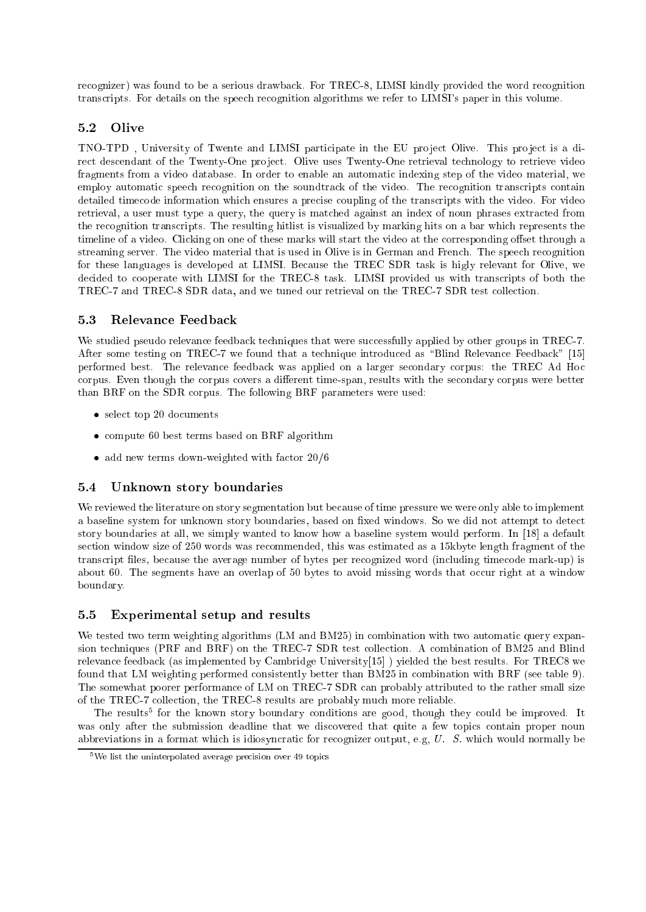recognizer) was found to be a serious drawback. For TREC-8, LIMSI kindly provided the word recognition transcripts. For details on the speech recognition algorithms we refer to LIMSI's paper in this volume.

### 5.2 Olive

TNO-TPD , University of Twente and LIMSI participate in the EU project Olive. This project is a direct descendant of the Twenty-One project. Olive uses Twenty-One retrieval technology to retrieve video fragments from a video database. In order to enable an automatic indexing step of the video material, we employ automatic speech recognition on the soundtrack of the video. The recognition transcripts contain detailed timecode information which ensures a precise coupling of the transcripts with the video. For video retrieval, a user must type a query, the query is matched against an index of noun phrases extracted from the recognition transcripts. The resulting hitlist is visualized by marking hits on a bar which represents the timeline of a video. Clicking on one of these marks will start the video at the corresponding offset through a streaming server. The video material that is used in Olive is in German and French. The speech recognition for these languages is developed at LIMSI. Because the TREC SDR task is higly relevant for Olive, we decided to cooperate with LIMSI for the TREC-8 task. LIMSI provided us with transcripts of both the TREC-7 and TREC-8 SDR data, and we tuned our retrieval on the TREC-7 SDR test collection.

### 5.3 Relevance Feedback

We studied pseudo relevance feedback techniques that were successfully applied by other groups in TREC-7. After some testing on TREC-7 we found that a technique introduced as "Blind Relevance Feedback" [15] performed best. The relevance feedback was applied on a larger secondary corpus: the TREC Ad Hoc corpus. Even though the corpus covers a different time-span, results with the secondary corpus were better than BRF on the SDR corpus. The following BRF parameters were used:

- select top 20 documents
- compute 60 best terms based on BRF algorithm
- add new terms down-weighted with factor 20/6

### 5.4 Unknown story boundaries

We reviewed the literature on story segmentation but because of time pressure we were only able to implement a baseline system for unknown story boundaries, based on fixed windows. So we did not attempt to detect story boundaries at all, we simply wanted to know how a baseline system would perform. In [18] a default section window size of 250 words was recommended, this was estimated as a 15kbyte length fragment of the transcript files, because the average number of bytes per recognized word (including timecode mark-up) is about 60. The segments have an overlap of 50 bytes to avoid missing words that occur right at a window boundary.

### 5.5 Experimental setup and results

We tested two term weighting algorithms (LM and BM25) in combination with two automatic query expansion techniques (PRF and BRF) on the TREC-7 SDR test collection. A combination of BM25 and Blind relevance feedback (as implemented by Cambridge University[15] ) yielded the best results. For TREC8 we found that LM weighting performed consistently better than BM25 in combination with BRF (see table 9). The somewhat poorer performance of LM on TREC-7 SDR can probably attributed to the rather small size of the TREC-7 collection, the TREC-8 results are probably much more reliable.

The results[5] for the known story boundary conditions are good, though they could be improved. It was only after the submission deadline that we discovered that quite a few topics contain proper noun abbreviations in a format which is idiosyncratic for recognizer output, e.g, *U. S.* which would normally be

[5] We list the uninterpolated average precision over 49 topics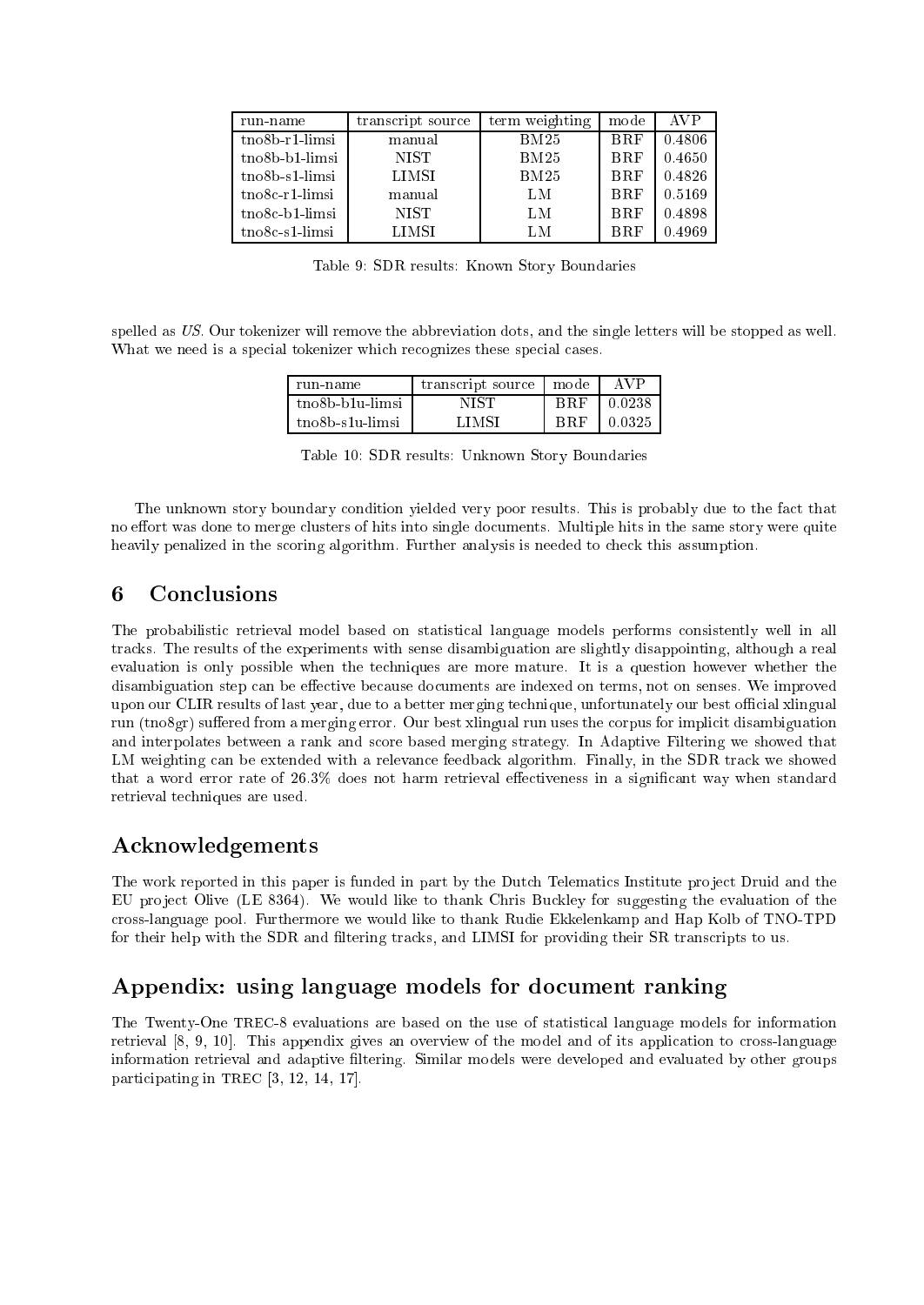| run-name | transcript source | term weighting | mode | AVP |
|---|---|---|---|---|
| tno8b-r1-limsi | manual | BM25 | BRF | 0.4806 |
| tno8b-b1-limsi | NIST | BM25 | BRF | 0.4650 |
| tno8b-s1-limsi | LIMSI | BM25 | BRF | 0.4826 |
| tno8c-r1-limsi | manual | LM | BRF | 0.5169 |
| tno8c-b1-limsi | NIST | LM | BRF | 0.4898 |
| tno8c-s1-limsi | LIMSI | LM | BRF | 0.4969 |

Table 9: SDR results: Known Story Boundaries

spelled as *US*. Our tokenizer will remove the abbreviation dots, and the single letters will be stopped as well. What we need is a special tokenizer which recognizes these special cases.

| run-name | transcript source | mode | AVP |
|---|---|---|---|
| tno8b-b1u-limsi | NIST | BRF | 0.0238 |
| tno8b-s1u-limsi | LIMSI | BRF | 0.0325 |

Table 10: SDR results: Unknown Story Boundaries

The unknown story boundary condition yielded very poor results. This is probably due to the fact that no effort was done to merge clusters of hits into single documents. Multiple hits in the same story were quite heavily penalized in the scoring algorithm. Further analysis is needed to check this assumption.

## 6 Conclusions

The probabilistic retrieval model based on statistical language models performs consistently well in all tracks. The results of the experiments with sense disambiguation are slightly disappointing, although a real evaluation is only possible when the techniques are more mature. It is a question however whether the disambiguation step can be effective because documents are indexed on terms, not on senses. We improved upon our CLIR results of last year, due to a better merging technique, unfortunately our best official xlingual run (tno8gr) suffered from a merging error. Our best xlingual run uses the corpus for implicit disambiguation and interpolates between a rank and score based merging strategy. In Adaptive Filtering we showed that LM weighting can be extended with a relevance feedback algorithm. Finally, in the SDR track we showed that a word error rate of 26.3% does not harm retrieval effectiveness in a significant way when standard retrieval techniques are used.

## Acknowledgements

The work reported in this paper is funded in part by the Dutch Telematics Institute project Druid and the EU project Olive (LE 8364). We would like to thank Chris Buckley for suggesting the evaluation of the cross-language pool. Furthermore we would like to thank Rudie Ekkelenkamp and Hap Kolb of TNO-TPD for their help with the SDR and filtering tracks, and LIMSI for providing their SR transcripts to us.

## Appendix: using language models for document ranking

The Twenty-One TREC-8 evaluations are based on the use of statistical language models for information retrieval [8, 9, 10]. This appendix gives an overview of the model and of its application to cross-language information retrieval and adaptive filtering. Similar models were developed and evaluated by other groups participating in TREC [3, 12, 14, 17].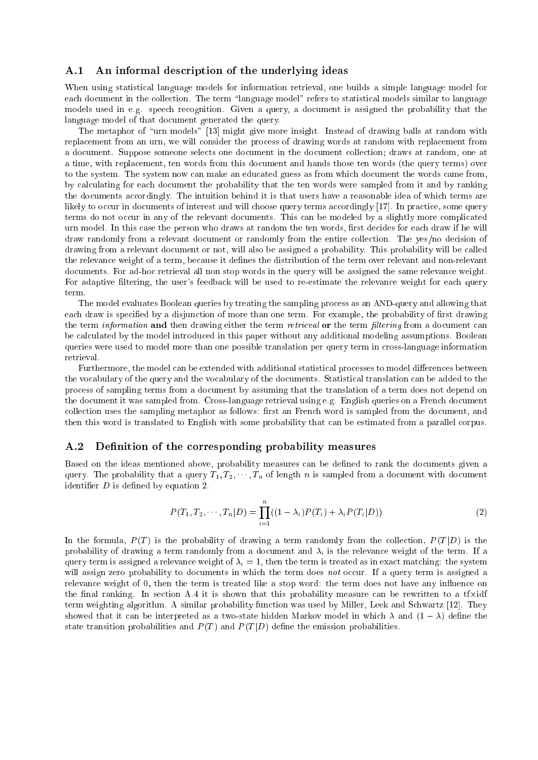## A.1 An informal description of the underlying ideas

When using statistical language models for information retrieval, one builds a simple language model for each document in the collection. The term "language model" refers to statistical models similar to language models used in e.g. speech recognition. Given a query, a document is assigned the probability that the language model of that document generated the query.

The metaphor of "urn models" [13] might give more insight. Instead of drawing balls at random with replacement from an urn, we will consider the process of drawing words at random with replacement from a document. Suppose someone selects one document in the document collection; draws at random, one at a time, with replacement, ten words from this document and hands those ten words (the query terms) over to the system. The system now can make an educated guess as from which document the words came from, by calculating for each document the probability that the ten words were sampled from it and by ranking the documents accordingly. The intuition behind it is that users have a reasonable idea of which terms are likely to occur in documents of interest and will choose query terms accordingly [17]. In practice, some query terms do not occur in any of the relevant documents. This can be modeled by a slightly more complicated urn model. In this case the person who draws at random the ten words, first decides for each draw if he will draw randomly from a relevant document or randomly from the entire collection. The yes/no decision of drawing from a relevant document or not, will also be assigned a probability. This probability will be called the relevance weight of a term, because it defines the distribution of the term over relevant and non-relevant documents. For ad-hoc retrieval all non stop words in the query will be assigned the same relevance weight. For adaptive filtering, the user's feedback will be used to re-estimate the relevance weight for each query term.

The model evaluates Boolean queries by treating the sampling process as an AND-query and allowing that each draw is specified by a disjunction of more than one term. For example, the probability of first drawing the term *information* **and** then drawing either the term *retrieval* **or** the term *filtering* from a document can be calculated by the model introduced in this paper without any additional modeling assumptions. Boolean queries were used to model more than one possible translation per query term in cross-language information retrieval.

Furthermore, the model can be extended with additional statistical processes to model differences between the vocabulary of the query and the vocabulary of the documents. Statistical translation can be added to the process of sampling terms from a document by assuming that the translation of a term does not depend on the document it was sampled from. Cross-language retrieval using e.g. English queries on a French document collection uses the sampling metaphor as follows: first an French word is sampled from the document, and then this word is translated to English with some probability that can be estimated from a parallel corpus.

## A.2 Definition of the corresponding probability measures

Based on the ideas mentioned above, probability measures can be defined to rank the documents given a query. The probability that a query $T_1, T_2, \cdots, T_n$ of length $n$ is sampled from a document with document identifier $D$ is defined by equation 2.

$$P(T_1, T_2, \cdots, T_n | D) = \prod_{i=1}^{n} ((1 - \lambda_i) P(T_i) + \lambda_i P(T_i | D)) \tag{2}$$

In the formula, $P(T)$ is the probability of drawing a term randomly from the collection, $P(T|D)$ is the probability of drawing a term randomly from a document and $\lambda_i$ is the relevance weight of the term. If a query term is assigned a relevance weight of $\lambda_i = 1$, then the term is treated as in exact matching: the system will assign zero probability to documents in which the term does *not* occur. If a query term is assigned a relevance weight of 0, then the term is treated like a stop word: the term does not have any influence on the final ranking. In section A.4 it is shown that this probability measure can be rewritten to a tf×idf term weighting algorithm. A similar probability function was used by Miller, Leek and Schwartz [12]. They showed that it can be interpreted as a two-state hidden Markov model in which $\lambda$ and $(1 - \lambda)$ define the state transition probabilities and $P(T)$ and $P(T|D)$ define the emission probabilities.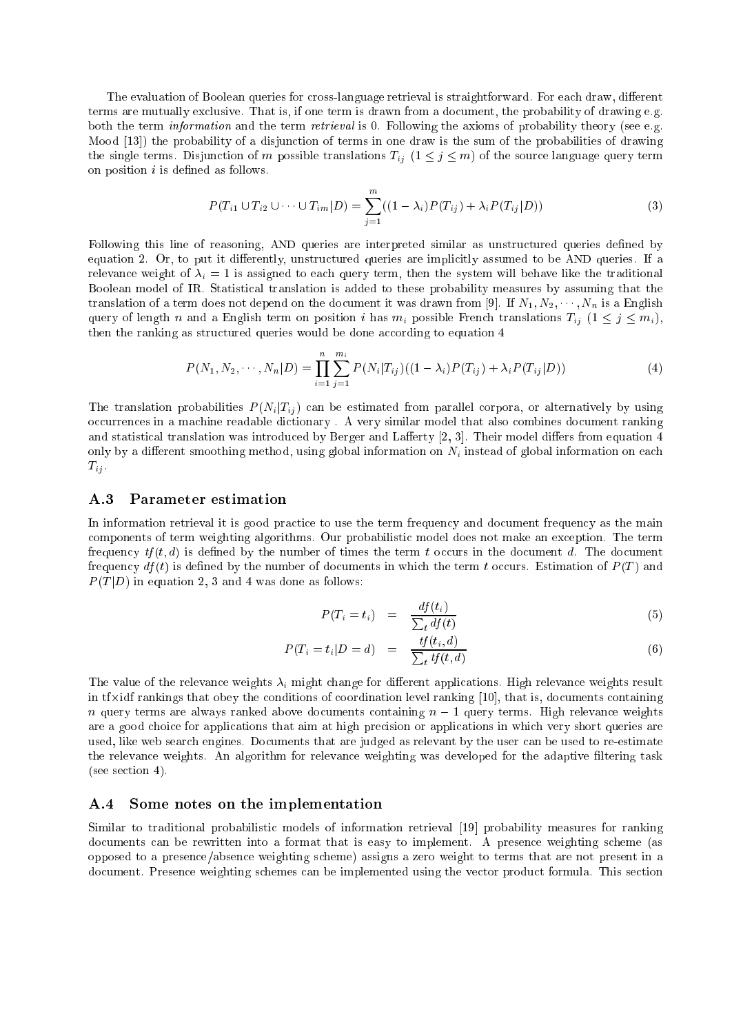The evaluation of Boolean queries for cross-language retrieval is straightforward. For each draw, different terms are mutually exclusive. That is, if one term is drawn from a document, the probability of drawing e.g. both the term *information* and the term *retrieval* is 0. Following the axioms of probability theory (see e.g. Mood [13]) the probability of a disjunction of terms in one draw is the sum of the probabilities of drawing the single terms. Disjunction of $m$ possible translations $T_{ij}$ $(1 \leq j \leq m)$ of the source language query term on position $i$ is defined as follows.

$$P(T_{i1} \cup T_{i2} \cup \cdots \cup T_{im}|D) = \sum_{j=1}^{m} ((1-\lambda_i)P(T_{ij}) + \lambda_i P(T_{ij}|D)) \tag{3}$$

Following this line of reasoning, AND queries are interpreted similar as unstructured queries defined by equation 2. Or, to put it differently, unstructured queries are implicitly assumed to be AND queries. If a relevance weight of $\lambda_i = 1$ is assigned to each query term, then the system will behave like the traditional Boolean model of IR. Statistical translation is added to these probability measures by assuming that the translation of a term does not depend on the document it was drawn from [9]. If $N_1, N_2, \cdots, N_n$ is a English query of length $n$ and a English term on position $i$ has $m_i$ possible French translations $T_{ij}$ $(1 \leq j \leq m_i)$, then the ranking as structured queries would be done according to equation 4

$$P(N_1, N_2, \cdots, N_n|D) = \prod_{i=1}^{n} \sum_{j=1}^{m_i} P(N_i|T_{ij})((1-\lambda_i)P(T_{ij}) + \lambda_i P(T_{ij}|D)) \tag{4}$$

The translation probabilities $P(N_i|T_{ij})$ can be estimated from parallel corpora, or alternatively by using occurrences in a machine readable dictionary . A very similar model that also combines document ranking and statistical translation was introduced by Berger and Lafferty [2, 3]. Their model differs from equation 4 only by a different smoothing method, using global information on $N_i$ instead of global information on each $T_{ij}$.

## A.3 Parameter estimation

In information retrieval it is good practice to use the term frequency and document frequency as the main components of term weighting algorithms. Our probabilistic model does not make an exception. The term frequency $tf(t,d)$ is defined by the number of times the term $t$ occurs in the document $d$. The document frequency $df(t)$ is defined by the number of documents in which the term $t$ occurs. Estimation of $P(T)$ and $P(T|D)$ in equation 2, 3 and 4 was done as follows:

$$P(T_i = t_i) = \frac{df(t_i)}{\sum_t df(t)} \tag{5}$$

$$P(T_i = t_i|D = d) = \frac{tf(t_i, d)}{\sum_t tf(t, d)} \tag{6}$$

The value of the relevance weights $\lambda_i$ might change for different applications. High relevance weights result in tf×idf rankings that obey the conditions of coordination level ranking [10], that is, documents containing $n$ query terms are always ranked above documents containing $n-1$ query terms. High relevance weights are a good choice for applications that aim at high precision or applications in which very short queries are used, like web search engines. Documents that are judged as relevant by the user can be used to re-estimate the relevance weights. An algorithm for relevance weighting was developed for the adaptive filtering task (see section 4).

## A.4 Some notes on the implementation

Similar to traditional probabilistic models of information retrieval [19] probability measures for ranking documents can be rewritten into a format that is easy to implement. A presence weighting scheme (as opposed to a presence/absence weighting scheme) assigns a zero weight to terms that are not present in a document. Presence weighting schemes can be implemented using the vector product formula. This section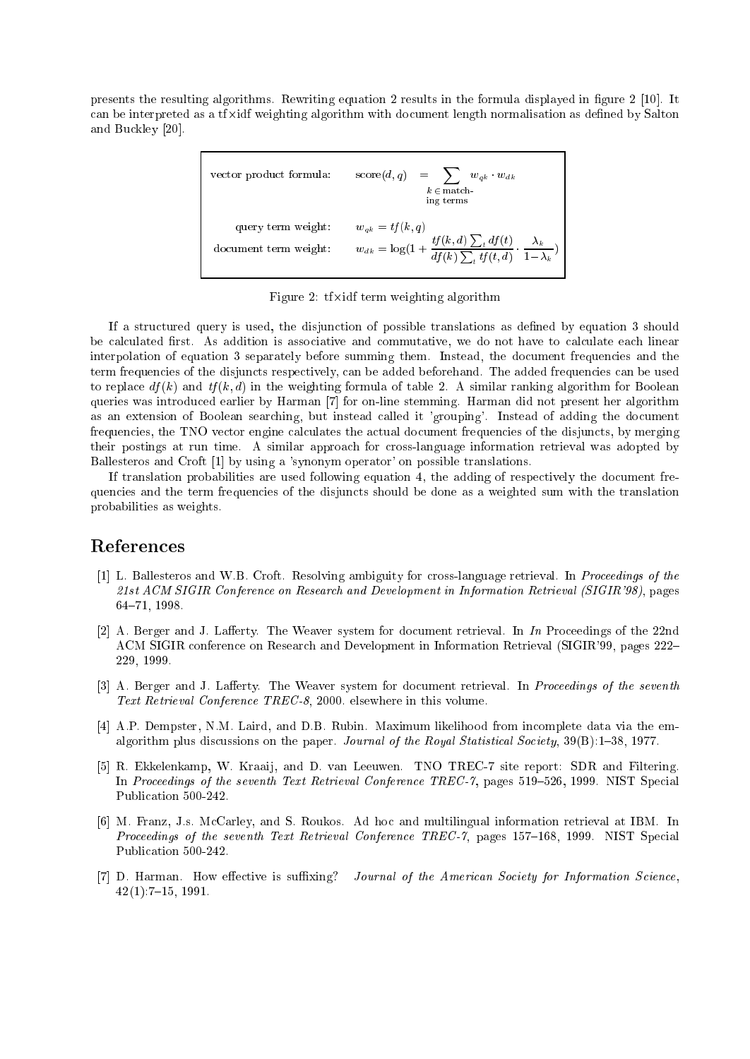presents the resulting algorithms. Rewriting equation 2 results in the formula displayed in figure 2 [10]. It can be interpreted as a tf×idf weighting algorithm with document length normalisation as defined by Salton and Buckley [20].

$$\text{vector product formula:} \quad \text{score}(d, q) = \sum_{k \,\in\, \text{matching terms}} w_{qk} \cdot w_{dk}$$

$$\text{query term weight:} \quad w_{qk} = tf(k, q)$$

$$\text{document term weight:} \quad w_{dk} = \log\left(1 + \frac{tf(k, d) \sum_t df(t)}{df(k) \sum_t tf(t, d)} \cdot \frac{\lambda_k}{1 - \lambda_k}\right)$$

Figure 2: tf×idf term weighting algorithm

If a structured query is used, the disjunction of possible translations as defined by equation 3 should be calculated first. As addition is associative and commutative, we do not have to calculate each linear interpolation of equation 3 separately before summing them. Instead, the document frequencies and the term frequencies of the disjuncts respectively, can be added beforehand. The added frequencies can be used to replace $df(k)$ and $tf(k, d)$ in the weighting formula of table 2. A similar ranking algorithm for Boolean queries was introduced earlier by Harman [7] for on-line stemming. Harman did not present her algorithm as an extension of Boolean searching, but instead called it 'grouping'. Instead of adding the document frequencies, the TNO vector engine calculates the actual document frequencies of the disjuncts, by merging their postings at run time. A similar approach for cross-language information retrieval was adopted by Ballesteros and Croft [1] by using a 'synonym operator' on possible translations.

If translation probabilities are used following equation 4, the adding of respectively the document frequencies and the term frequencies of the disjuncts should be done as a weighted sum with the translation probabilities as weights.

## References

[1] L. Ballesteros and W.B. Croft. Resolving ambiguity for cross-language retrieval. In *Proceedings of the 21st ACM SIGIR Conference on Research and Development in Information Retrieval (SIGIR'98)*, pages 64–71, 1998.

[2] A. Berger and J. Lafferty. The Weaver system for document retrieval. In *In* Proceedings of the 22nd ACM SIGIR conference on Research and Development in Information Retrieval (SIGIR'99, pages 222–229, 1999.

[3] A. Berger and J. Lafferty. The Weaver system for document retrieval. In *Proceedings of the seventh Text Retrieval Conference TREC-8*, 2000. elsewhere in this volume.

[4] A.P. Dempster, N.M. Laird, and D.B. Rubin. Maximum likelihood from incomplete data via the em-algorithm plus discussions on the paper. *Journal of the Royal Statistical Society*, 39(B):1–38, 1977.

[5] R. Ekkelenkamp, W. Kraaij, and D. van Leeuwen. TNO TREC-7 site report: SDR and Filtering. In *Proceedings of the seventh Text Retrieval Conference TREC-7*, pages 519–526, 1999. NIST Special Publication 500-242.

[6] M. Franz, J.s. McCarley, and S. Roukos. Ad hoc and multilingual information retrieval at IBM. In *Proceedings of the seventh Text Retrieval Conference TREC-7*, pages 157–168, 1999. NIST Special Publication 500-242.

[7] D. Harman. How effective is suffixing? *Journal of the American Society for Information Science*, 42(1):7–15, 1991.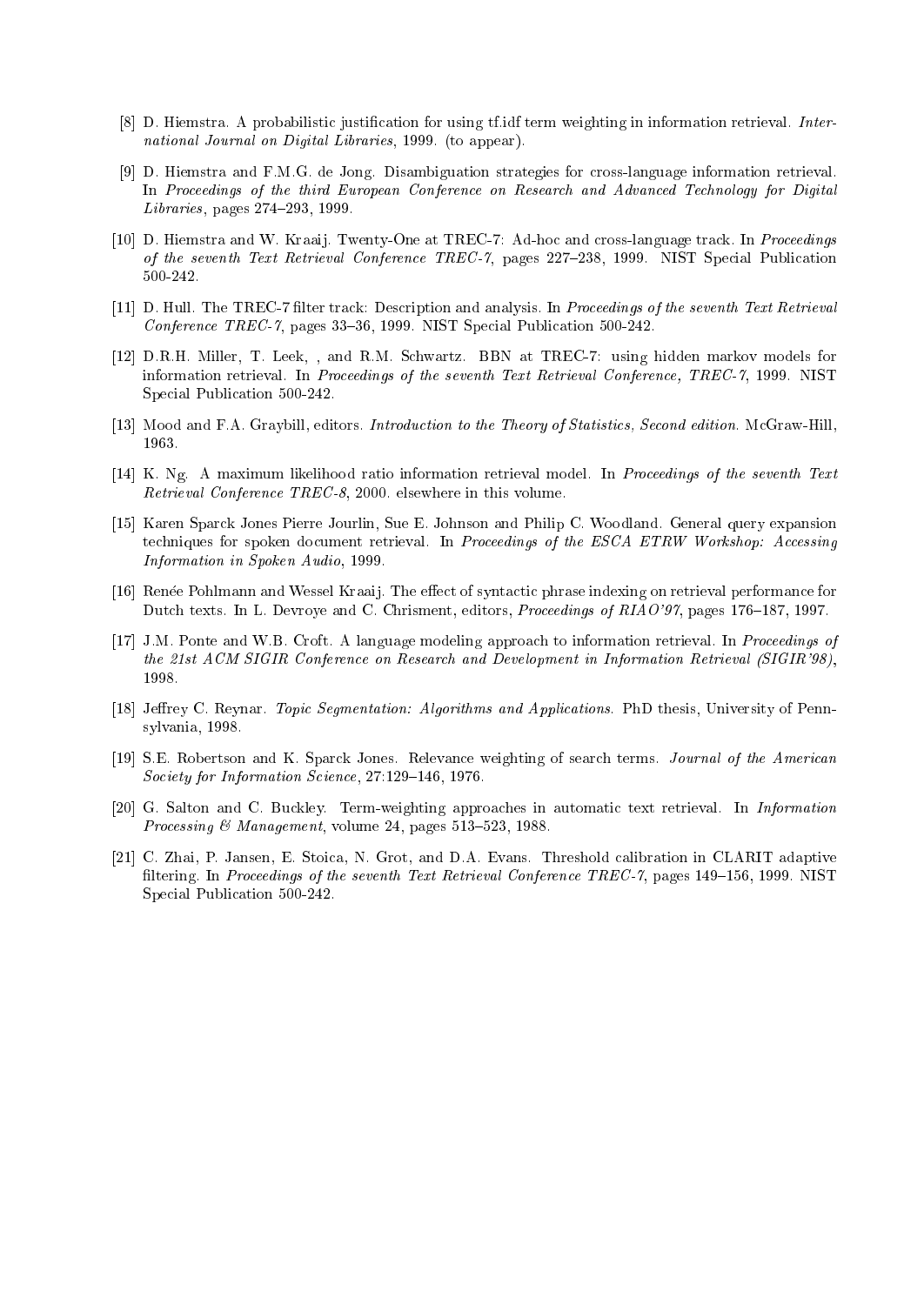[8] D. Hiemstra. A probabilistic justification for using tf.idf term weighting in information retrieval. *International Journal on Digital Libraries*, 1999. (to appear).

[9] D. Hiemstra and F.M.G. de Jong. Disambiguation strategies for cross-language information retrieval. In *Proceedings of the third European Conference on Research and Advanced Technology for Digital Libraries*, pages 274–293, 1999.

[10] D. Hiemstra and W. Kraaij. Twenty-One at TREC-7: Ad-hoc and cross-language track. In *Proceedings of the seventh Text Retrieval Conference TREC-7*, pages 227–238, 1999. NIST Special Publication 500-242.

[11] D. Hull. The TREC-7 filter track: Description and analysis. In *Proceedings of the seventh Text Retrieval Conference TREC-7*, pages 33–36, 1999. NIST Special Publication 500-242.

[12] D.R.H. Miller, T. Leek, , and R.M. Schwartz. BBN at TREC-7: using hidden markov models for information retrieval. In *Proceedings of the seventh Text Retrieval Conference, TREC-7*, 1999. NIST Special Publication 500-242.

[13] Mood and F.A. Graybill, editors. *Introduction to the Theory of Statistics, Second edition*. McGraw-Hill, 1963.

[14] K. Ng. A maximum likelihood ratio information retrieval model. In *Proceedings of the seventh Text Retrieval Conference TREC-8*, 2000. elsewhere in this volume.

[15] Karen Sparck Jones Pierre Jourlin, Sue E. Johnson and Philip C. Woodland. General query expansion techniques for spoken document retrieval. In *Proceedings of the ESCA ETRW Workshop: Accessing Information in Spoken Audio*, 1999.

[16] Renée Pohlmann and Wessel Kraaij. The effect of syntactic phrase indexing on retrieval performance for Dutch texts. In L. Devroye and C. Chrisment, editors, *Proceedings of RIAO'97*, pages 176–187, 1997.

[17] J.M. Ponte and W.B. Croft. A language modeling approach to information retrieval. In *Proceedings of the 21st ACM SIGIR Conference on Research and Development in Information Retrieval (SIGIR'98)*, 1998.

[18] Jeffrey C. Reynar. *Topic Segmentation: Algorithms and Applications*. PhD thesis, University of Pennsylvania, 1998.

[19] S.E. Robertson and K. Sparck Jones. Relevance weighting of search terms. *Journal of the American Society for Information Science*, 27:129–146, 1976.

[20] G. Salton and C. Buckley. Term-weighting approaches in automatic text retrieval. In *Information Processing & Management*, volume 24, pages 513–523, 1988.

[21] C. Zhai, P. Jansen, E. Stoica, N. Grot, and D.A. Evans. Threshold calibration in CLARIT adaptive filtering. In *Proceedings of the seventh Text Retrieval Conference TREC-7*, pages 149–156, 1999. NIST Special Publication 500-242.